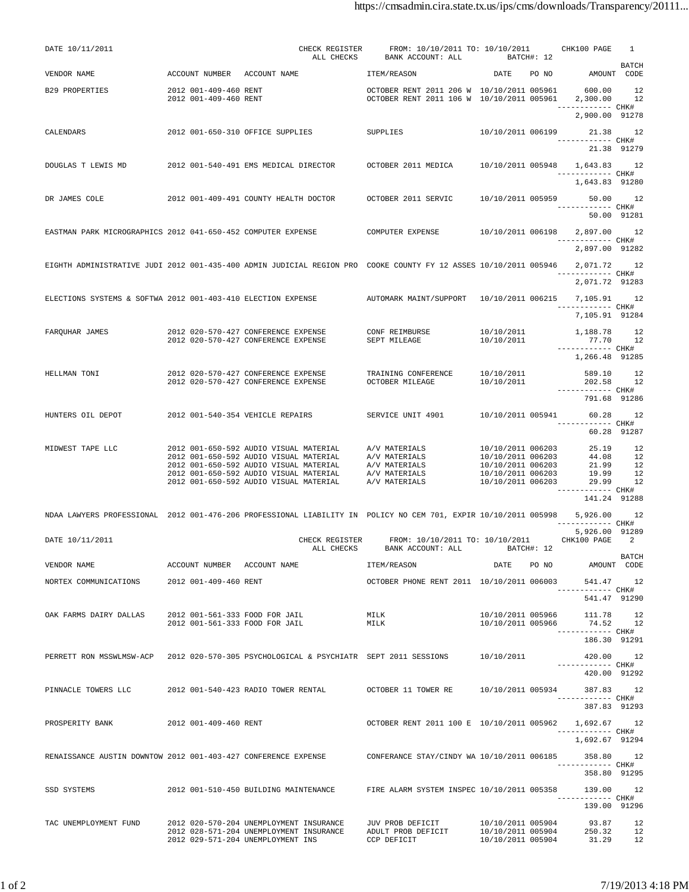DATE 10/11/2011 — CHECK REGISTER — ALL CHECKS — FROM: 10/10/2011 TO: 10/10/2011 — BANK ACCOUNT: ALL — BATCH#: 12 — CHK100 PAGE 1

| VENDOR NAME | ACCOUNT NUMBER | ACCOUNT NAME | ITEM/REASON | DATE | PO NO | AMOUNT | BATCH CODE |
|---|---|---|---|---|---|---|---|
| B29 PROPERTIES | 2012 001-409-460 | RENT | OCTOBER RENT 2011 206 W | 10/10/2011 | 005961 | 600.00 | 12 |
| | 2012 001-409-460 | RENT | OCTOBER RENT 2011 106 W | 10/10/2011 | 005961 | 2,300.00 | 12 |
| | | | | | | 2,900.00 | CHK# 91278 |
| CALENDARS | 2012 001-650-310 | OFFICE SUPPLIES | SUPPLIES | 10/10/2011 | 006199 | 21.38 | 12 |
| | | | | | | 21.38 | CHK# 91279 |
| DOUGLAS T LEWIS MD | 2012 001-540-491 | EMS MEDICAL DIRECTOR | OCTOBER 2011 MEDICA | 10/10/2011 | 005948 | 1,643.83 | 12 |
| | | | | | | 1,643.83 | CHK# 91280 |
| DR JAMES COLE | 2012 001-409-491 | COUNTY HEALTH DOCTOR | OCTOBER 2011 SERVIC | 10/10/2011 | 005959 | 50.00 | 12 |
| | | | | | | 50.00 | CHK# 91281 |
| EASTMAN PARK MICROGRAPHICS | 2012 041-650-452 | COMPUTER EXPENSE | COMPUTER EXPENSE | 10/10/2011 | 006198 | 2,897.00 | 12 |
| | | | | | | 2,897.00 | CHK# 91282 |
| EIGHTH ADMINISTRATIVE JUDI | 2012 001-435-400 | ADMIN JUDICIAL REGION PRO | COOKE COUNTY FY 12 ASSES | 10/10/2011 | 005946 | 2,071.72 | 12 |
| | | | | | | 2,071.72 | CHK# 91283 |
| ELECTIONS SYSTEMS & SOFTWA | 2012 001-403-410 | ELECTION EXPENSE | AUTOMARK MAINT/SUPPORT | 10/10/2011 | 006215 | 7,105.91 | 12 |
| | | | | | | 7,105.91 | CHK# 91284 |
| FARQUHAR JAMES | 2012 020-570-427 | CONFERENCE EXPENSE | CONF REIMBURSE | 10/10/2011 | | 1,188.78 | 12 |
| | 2012 020-570-427 | CONFERENCE EXPENSE | SEPT MILEAGE | 10/10/2011 | | 77.70 | 12 |
| | | | | | | 1,266.48 | CHK# 91285 |
| HELLMAN TONI | 2012 020-570-427 | CONFERENCE EXPENSE | TRAINING CONFERENCE | 10/10/2011 | | 589.10 | 12 |
| | 2012 020-570-427 | CONFERENCE EXPENSE | OCTOBER MILEAGE | 10/10/2011 | | 202.58 | 12 |
| | | | | | | 791.68 | CHK# 91286 |
| HUNTERS OIL DEPOT | 2012 001-540-354 | VEHICLE REPAIRS | SERVICE UNIT 4901 | 10/10/2011 | 005941 | 60.28 | 12 |
| | | | | | | 60.28 | CHK# 91287 |
| MIDWEST TAPE LLC | 2012 001-650-592 | AUDIO VISUAL MATERIAL | A/V MATERIALS | 10/10/2011 | 006203 | 25.19 | 12 |
| | 2012 001-650-592 | AUDIO VISUAL MATERIAL | A/V MATERIALS | 10/10/2011 | 006203 | 44.08 | 12 |
| | 2012 001-650-592 | AUDIO VISUAL MATERIAL | A/V MATERIALS | 10/10/2011 | 006203 | 21.99 | 12 |
| | 2012 001-650-592 | AUDIO VISUAL MATERIAL | A/V MATERIALS | 10/10/2011 | 006203 | 19.99 | 12 |
| | 2012 001-650-592 | AUDIO VISUAL MATERIAL | A/V MATERIALS | 10/10/2011 | 006203 | 29.99 | 12 |
| | | | | | | 141.24 | CHK# 91288 |
| NDAA LAWYERS PROFESSIONAL | 2012 001-476-206 | PROFESSIONAL LIABILITY IN | POLICY NO CEM 701, EXPIR | 10/10/2011 | 005998 | 5,926.00 | 12 |
| | | | | | | 5,926.00 | CHK# 91289 |

DATE 10/11/2011 — CHECK REGISTER — ALL CHECKS — FROM: 10/10/2011 TO: 10/10/2011 — BANK ACCOUNT: ALL — BATCH#: 12 — CHK100 PAGE 2

| VENDOR NAME | ACCOUNT NUMBER | ACCOUNT NAME | ITEM/REASON | DATE | PO NO | AMOUNT | BATCH CODE |
|---|---|---|---|---|---|---|---|
| NORTEX COMMUNICATIONS | 2012 001-409-460 | RENT | OCTOBER PHONE RENT 2011 | 10/10/2011 | 006003 | 541.47 | 12 |
| | | | | | | 541.47 | CHK# 91290 |
| OAK FARMS DAIRY DALLAS | 2012 001-561-333 | FOOD FOR JAIL | MILK | 10/10/2011 | 005966 | 111.78 | 12 |
| | 2012 001-561-333 | FOOD FOR JAIL | MILK | 10/10/2011 | 005966 | 74.52 | 12 |
| | | | | | | 186.30 | CHK# 91291 |
| PERRETT RON MSSWLMSW-ACP | 2012 020-570-305 | PSYCHOLOGICAL & PSYCHIATR | SEPT 2011 SESSIONS | 10/10/2011 | | 420.00 | 12 |
| | | | | | | 420.00 | CHK# 91292 |
| PINNACLE TOWERS LLC | 2012 001-540-423 | RADIO TOWER RENTAL | OCTOBER 11 TOWER RE | 10/10/2011 | 005934 | 387.83 | 12 |
| | | | | | | 387.83 | CHK# 91293 |
| PROSPERITY BANK | 2012 001-409-460 | RENT | OCTOBER RENT 2011 100 E | 10/10/2011 | 005962 | 1,692.67 | 12 |
| | | | | | | 1,692.67 | CHK# 91294 |
| RENAISSANCE AUSTIN DOWNTOW | 2012 001-403-427 | CONFERENCE EXPENSE | CONFERANCE STAY/CINDY WA | 10/10/2011 | 006185 | 358.80 | 12 |
| | | | | | | 358.80 | CHK# 91295 |
| SSD SYSTEMS | 2012 001-510-450 | BUILDING MAINTENANCE | FIRE ALARM SYSTEM INSPEC | 10/10/2011 | 005358 | 139.00 | 12 |
| | | | | | | 139.00 | CHK# 91296 |
| TAC UNEMPLOYMENT FUND | 2012 020-570-204 | UNEMPLOYMENT INSURANCE | JUV PROB DEFICIT | 10/10/2011 | 005904 | 93.87 | 12 |
| | 2012 028-571-204 | UNEMPLOYMENT INSURANCE | ADULT PROB DEFICIT | 10/10/2011 | 005904 | 250.32 | 12 |
| | 2012 029-571-204 | UNEMPLOYMENT INS | CCP DEFICIT | 10/10/2011 | 005904 | 31.29 | 12 |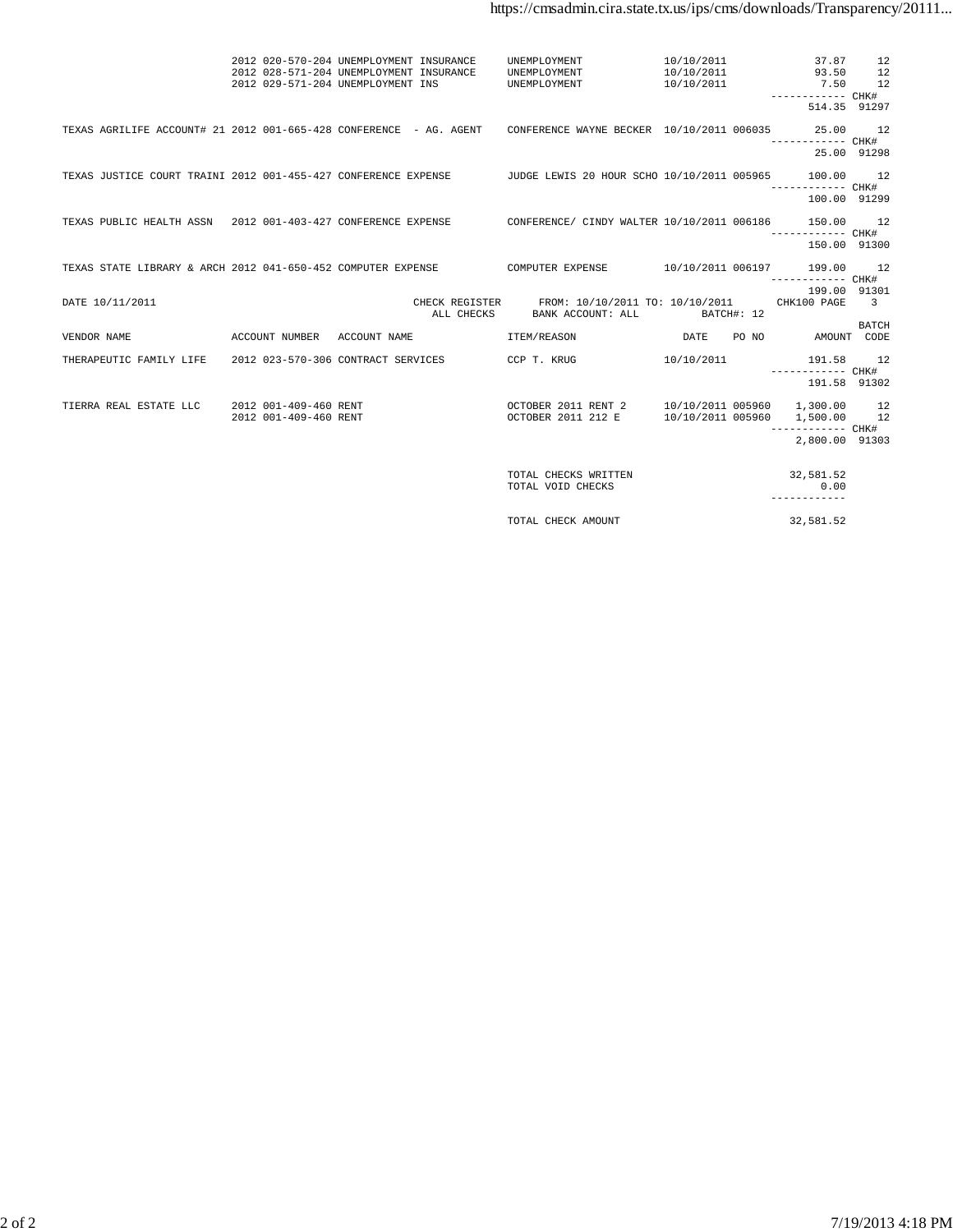| VENDOR NAME | ACCOUNT NUMBER | ACCOUNT NAME | ITEM/REASON | DATE | PO NO | AMOUNT | BATCH CODE |
|---|---|---|---|---|---|---|---|
| | 2012 020-570-204 | UNEMPLOYMENT INSURANCE | UNEMPLOYMENT | 10/10/2011 | | 37.87 | 12 |
| | 2012 028-571-204 | UNEMPLOYMENT INSURANCE | UNEMPLOYMENT | 10/10/2011 | | 93.50 | 12 |
| | 2012 029-571-204 | UNEMPLOYMENT INS | UNEMPLOYMENT | 10/10/2011 | | 7.50 | 12 |
| | | | | | | ------------ 514.35 | CHK# 91297 |
| TEXAS AGRILIFE ACCOUNT# 21 | 2012 001-665-428 | CONFERENCE - AG. AGENT | CONFERENCE WAYNE BECKER | 10/10/2011 | 006035 | 25.00 | 12 |
| | | | | | | ------------ 25.00 | CHK# 91298 |
| TEXAS JUSTICE COURT TRAINI | 2012 001-455-427 | CONFERENCE EXPENSE | JUDGE LEWIS 20 HOUR SCHO | 10/10/2011 | 005965 | 100.00 | 12 |
| | | | | | | ------------ 100.00 | CHK# 91299 |
| TEXAS PUBLIC HEALTH ASSN | 2012 001-403-427 | CONFERENCE EXPENSE | CONFERENCE/ CINDY WALTER | 10/10/2011 | 006186 | 150.00 | 12 |
| | | | | | | ------------ 150.00 | CHK# 91300 |
| TEXAS STATE LIBRARY & ARCH | 2012 041-650-452 | COMPUTER EXPENSE | COMPUTER EXPENSE | 10/10/2011 | 006197 | 199.00 | 12 |
| | | | | | | ------------ 199.00 | CHK# 91301 |

DATE 10/11/2011 CHECK REGISTER FROM: 10/10/2011 TO: 10/10/2011 CHK100 PAGE 3
ALL CHECKS BANK ACCOUNT: ALL BATCH#: 12

| VENDOR NAME | ACCOUNT NUMBER | ACCOUNT NAME | ITEM/REASON | DATE | PO NO | AMOUNT | BATCH CODE |
|---|---|---|---|---|---|---|---|
| THERAPEUTIC FAMILY LIFE | 2012 023-570-306 | CONTRACT SERVICES | CCP T. KRUG | 10/10/2011 | | 191.58 | 12 |
| | | | | | | ------------ 191.58 | CHK# 91302 |
| TIERRA REAL ESTATE LLC | 2012 001-409-460 | RENT | OCTOBER 2011 RENT 2 | 10/10/2011 | 005960 | 1,300.00 | 12 |
| | 2012 001-409-460 | RENT | OCTOBER 2011 212 E | 10/10/2011 | 005960 | 1,500.00 | 12 |
| | | | | | | ------------ 2,800.00 | CHK# 91303 |

| | |
|---|---|
| TOTAL CHECKS WRITTEN | 32,581.52 |
| TOTAL VOID CHECKS | 0.00 |
| | ------------ |
| TOTAL CHECK AMOUNT | 32,581.52 |